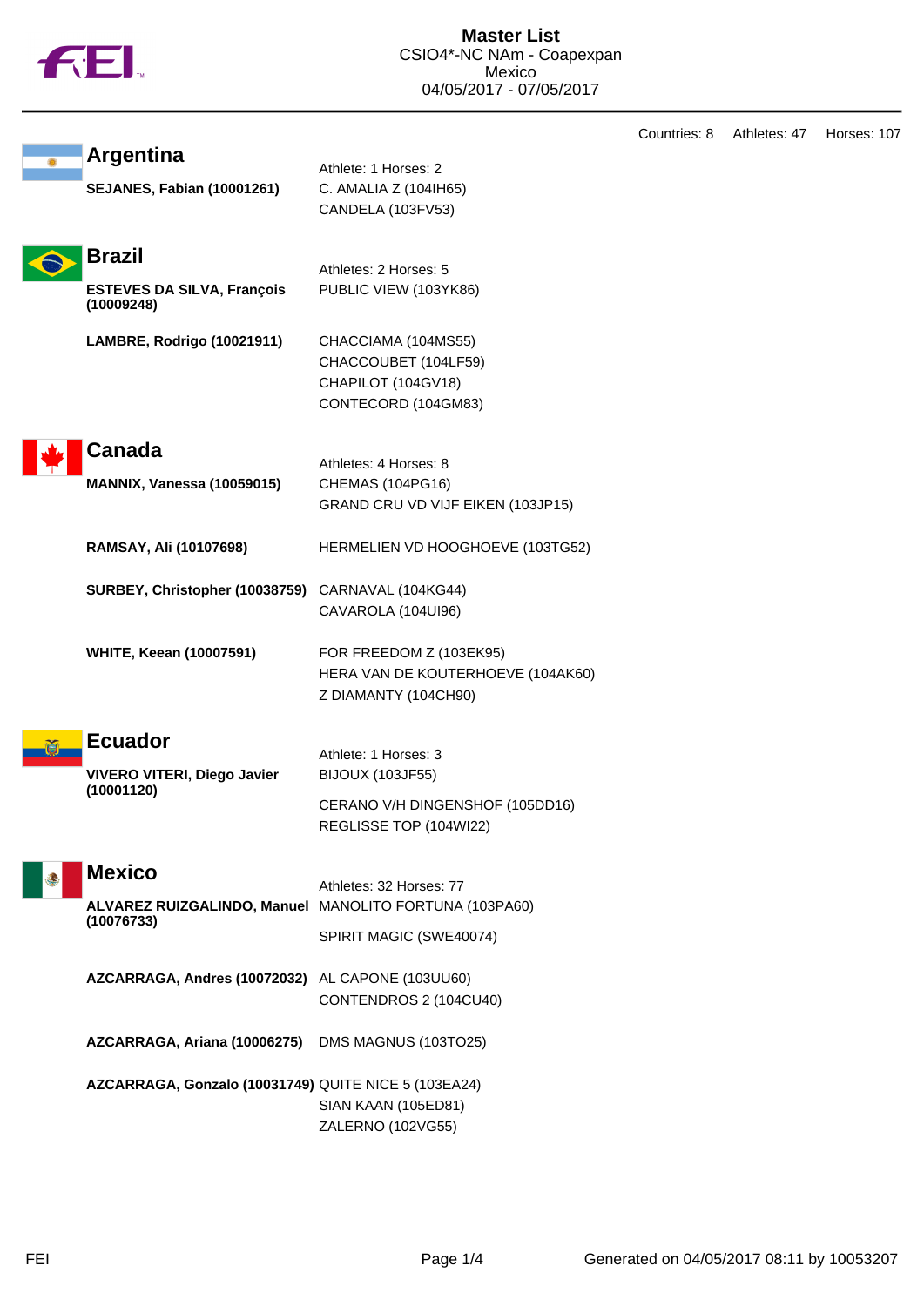# Master List

CSIO4*-NC NAm - Coapexpan
Mexico
04/05/2017 - 07/05/2017

Countries: 8 Athletes: 47 Horses: 107

## Argentina

Athlete: 1 Horses: 2

**SEJANES, Fabian (10001261)**
C. AMALIA Z (104IH65)
CANDELA (103FV53)

## Brazil

Athletes: 2 Horses: 5

**ESTEVES DA SILVA, François (10009248)**
PUBLIC VIEW (103YK86)

**LAMBRE, Rodrigo (10021911)**
CHACCIAMA (104MS55)
CHACCOUBET (104LF59)
CHAPILOT (104GV18)
CONTECORD (104GM83)

## Canada

Athletes: 4 Horses: 8

**MANNIX, Vanessa (10059015)**
CHEMAS (104PG16)
GRAND CRU VD VIJF EIKEN (103JP15)

**RAMSAY, Ali (10107698)**
HERMELIEN VD HOOGHOEVE (103TG52)

**SURBEY, Christopher (10038759)**
CARNAVAL (104KG44)
CAVAROLA (104UI96)

**WHITE, Keean (10007591)**
FOR FREEDOM Z (103EK95)
HERA VAN DE KOUTERHOEVE (104AK60)
Z DIAMANTY (104CH90)

## Ecuador

Athlete: 1 Horses: 3

**VIVERO VITERI, Diego Javier (10001120)**
BIJOUX (103JF55)
CERANO V/H DINGENSHOF (105DD16)
REGLISSE TOP (104WI22)

## Mexico

Athletes: 32 Horses: 77

**ALVAREZ RUIZGALINDO, Manuel (10076733)**
MANOLITO FORTUNA (103PA60)
SPIRIT MAGIC (SWE40074)

**AZCARRAGA, Andres (10072032)**
AL CAPONE (103UU60)
CONTENDROS 2 (104CU40)

**AZCARRAGA, Ariana (10006275)**
DMS MAGNUS (103TO25)

**AZCARRAGA, Gonzalo (10031749)**
QUITE NICE 5 (103EA24)
SIAN KAAN (105ED81)
ZALERNO (102VG55)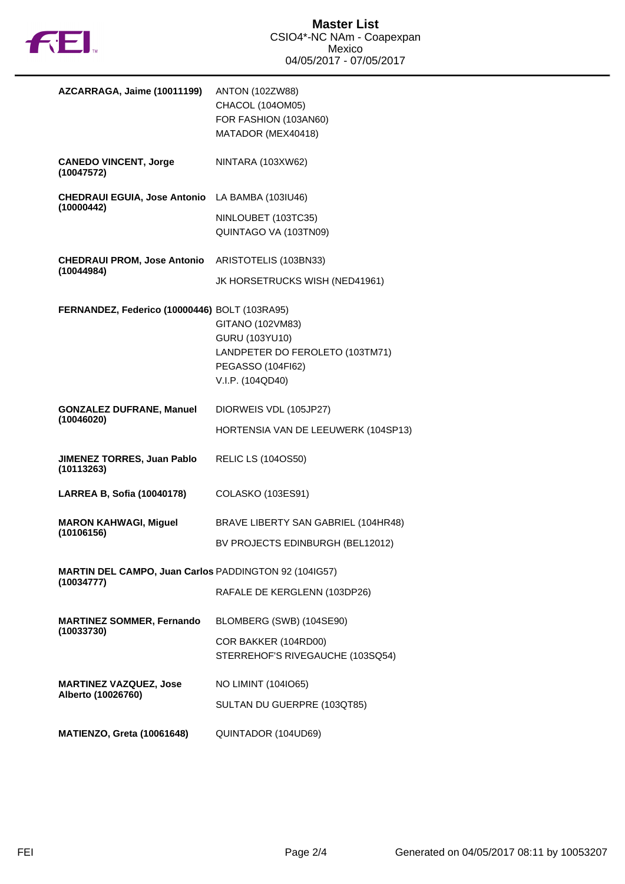# Master List
CSIO4*-NC NAm - Coapexpan
Mexico
04/05/2017 - 07/05/2017

| Rider | Horses |
|---|---|
| **AZCARRAGA, Jaime (10011199)** | ANTON (102ZW88)<br>CHACOL (104OM05)<br>FOR FASHION (103AN60)<br>MATADOR (MEX40418) |
| **CANEDO VINCENT, Jorge (10047572)** | NINTARA (103XW62) |
| **CHEDRAUI EGUIA, Jose Antonio (10000442)** | LA BAMBA (103IU46)<br>NINLOUBET (103TC35)<br>QUINTAGO VA (103TN09) |
| **CHEDRAUI PROM, Jose Antonio (10044984)** | ARISTOTELIS (103BN33)<br>JK HORSETRUCKS WISH (NED41961) |
| **FERNANDEZ, Federico (10000446)** | BOLT (103RA95)<br>GITANO (102VM83)<br>GURU (103YU10)<br>LANDPETER DO FEROLETO (103TM71)<br>PEGASSO (104FI62)<br>V.I.P. (104QD40) |
| **GONZALEZ DUFRANE, Manuel (10046020)** | DIORWEIS VDL (105JP27)<br>HORTENSIA VAN DE LEEUWERK (104SP13) |
| **JIMENEZ TORRES, Juan Pablo (10113263)** | RELIC LS (104OS50) |
| **LARREA B, Sofia (10040178)** | COLASKO (103ES91) |
| **MARON KAHWAGI, Miguel (10106156)** | BRAVE LIBERTY SAN GABRIEL (104HR48)<br>BV PROJECTS EDINBURGH (BEL12012) |
| **MARTIN DEL CAMPO, Juan Carlos (10034777)** | PADDINGTON 92 (104IG57)<br>RAFALE DE KERGLENN (103DP26) |
| **MARTINEZ SOMMER, Fernando (10033730)** | BLOMBERG (SWB) (104SE90)<br>COR BAKKER (104RD00)<br>STERREHOF'S RIVEGAUCHE (103SQ54) |
| **MARTINEZ VAZQUEZ, Jose Alberto (10026760)** | NO LIMINT (104IO65)<br>SULTAN DU GUERPRE (103QT85) |
| **MATIENZO, Greta (10061648)** | QUINTADOR (104UD69) |

Generated on 04/05/2017 08:11 by 10053207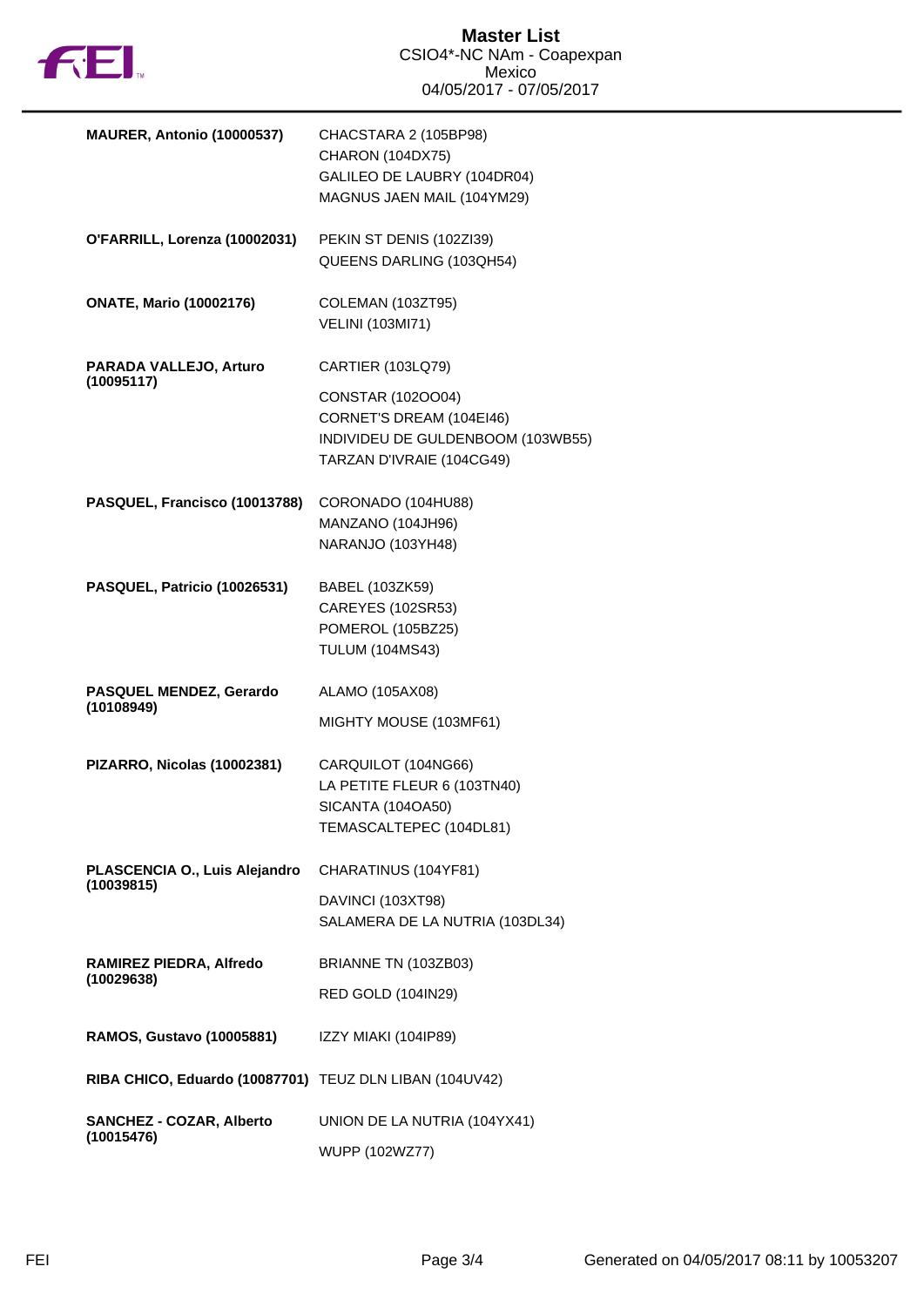| Rider | Horses |
| --- | --- |
| **MAURER, Antonio (10000537)** | CHACSTARA 2 (105BP98)<br>CHARON (104DX75)<br>GALILEO DE LAUBRY (104DR04)<br>MAGNUS JAEN MAIL (104YM29) |
| **O'FARRILL, Lorenza (10002031)** | PEKIN ST DENIS (102ZI39)<br>QUEENS DARLING (103QH54) |
| **ONATE, Mario (10002176)** | COLEMAN (103ZT95)<br>VELINI (103MI71) |
| **PARADA VALLEJO, Arturo (10095117)** | CARTIER (103LQ79)<br>CONSTAR (102OO04)<br>CORNET'S DREAM (104EI46)<br>INDIVIDEU DE GULDENBOOM (103WB55)<br>TARZAN D'IVRAIE (104CG49) |
| **PASQUEL, Francisco (10013788)** | CORONADO (104HU88)<br>MANZANO (104JH96)<br>NARANJO (103YH48) |
| **PASQUEL, Patricio (10026531)** | BABEL (103ZK59)<br>CAREYES (102SR53)<br>POMEROL (105BZ25)<br>TULUM (104MS43) |
| **PASQUEL MENDEZ, Gerardo (10108949)** | ALAMO (105AX08)<br>MIGHTY MOUSE (103MF61) |
| **PIZARRO, Nicolas (10002381)** | CARQUILOT (104NG66)<br>LA PETITE FLEUR 6 (103TN40)<br>SICANTA (104OA50)<br>TEMASCALTEPEC (104DL81) |
| **PLASCENCIA O., Luis Alejandro (10039815)** | CHARATINUS (104YF81)<br>DAVINCI (103XT98)<br>SALAMERA DE LA NUTRIA (103DL34) |
| **RAMIREZ PIEDRA, Alfredo (10029638)** | BRIANNE TN (103ZB03)<br>RED GOLD (104IN29) |
| **RAMOS, Gustavo (10005881)** | IZZY MIAKI (104IP89) |
| **RIBA CHICO, Eduardo (10087701)** | TEUZ DLN LIBAN (104UV42) |
| **SANCHEZ - COZAR, Alberto (10015476)** | UNION DE LA NUTRIA (104YX41)<br>WUPP (102WZ77) |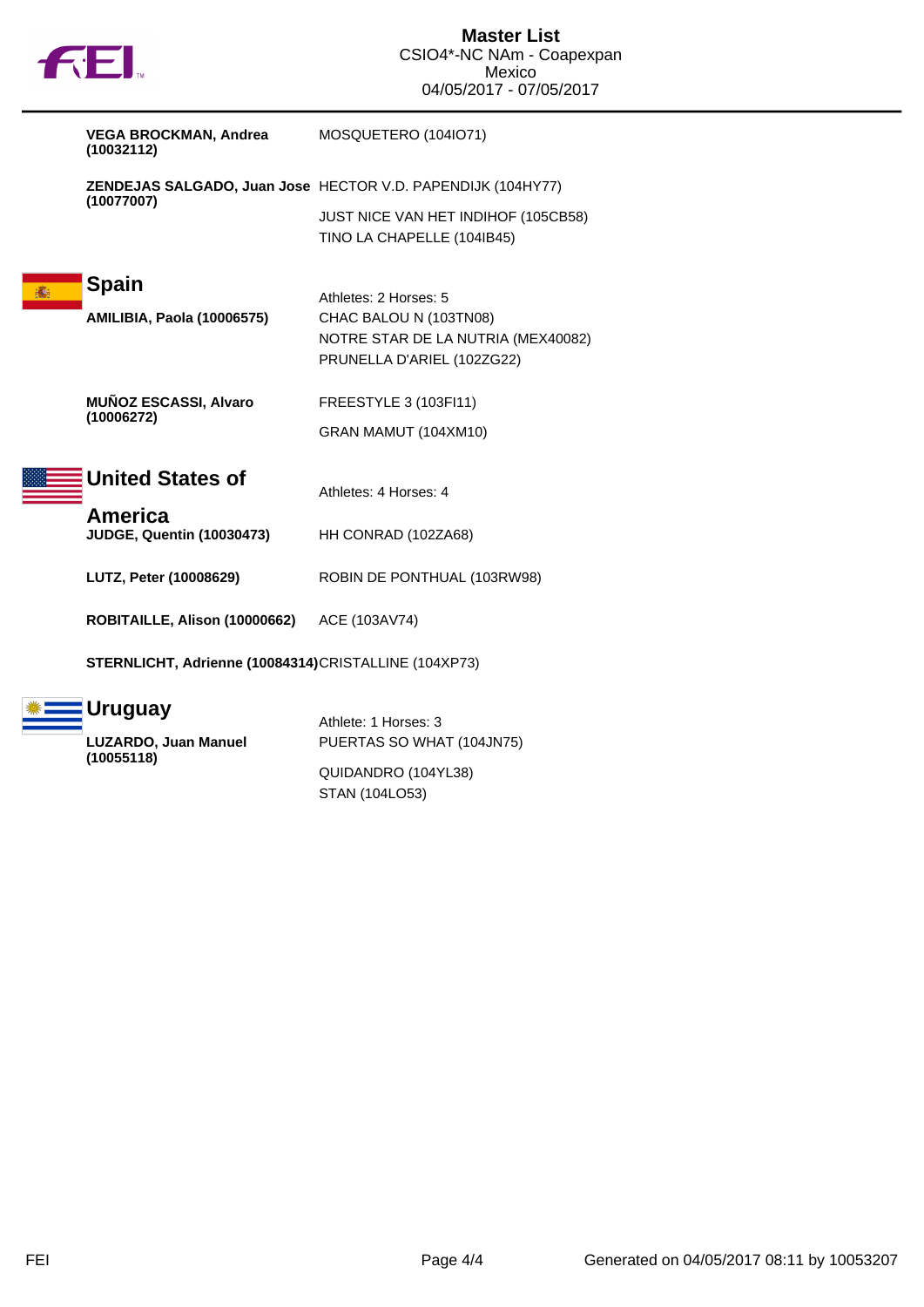**Master List**
CSIO4*-NC NAm - Coapexpan
Mexico
04/05/2017 - 07/05/2017

| | |
|---|---|
| **VEGA BROCKMAN, Andrea (10032112)** | MOSQUETERO (104IO71) |
| **ZENDEJAS SALGADO, Juan Jose (10077007)** | HECTOR V.D. PAPENDIJK (104HY77) |
| | JUST NICE VAN HET INDIHOF (105CB58) |
| | TINO LA CHAPELLE (104IB45) |

## Spain

Athletes: 2 Horses: 5

| | |
|---|---|
| **AMILIBIA, Paola (10006575)** | CHAC BALOU N (103TN08) |
| | NOTRE STAR DE LA NUTRIA (MEX40082) |
| | PRUNELLA D'ARIEL (102ZG22) |
| **MUÑOZ ESCASSI, Alvaro (10006272)** | FREESTYLE 3 (103FI11) |
| | GRAN MAMUT (104XM10) |

## United States of America

Athletes: 4 Horses: 4

| | |
|---|---|
| **JUDGE, Quentin (10030473)** | HH CONRAD (102ZA68) |
| **LUTZ, Peter (10008629)** | ROBIN DE PONTHUAL (103RW98) |
| **ROBITAILLE, Alison (10000662)** | ACE (103AV74) |
| **STERNLICHT, Adrienne (10084314)** | CRISTALLINE (104XP73) |

## Uruguay

Athlete: 1 Horses: 3

| | |
|---|---|
| **LUZARDO, Juan Manuel (10055118)** | PUERTAS SO WHAT (104JN75) |
| | QUIDANDRO (104YL38) |
| | STAN (104LO53) |

Generated on 04/05/2017 08:11 by 10053207